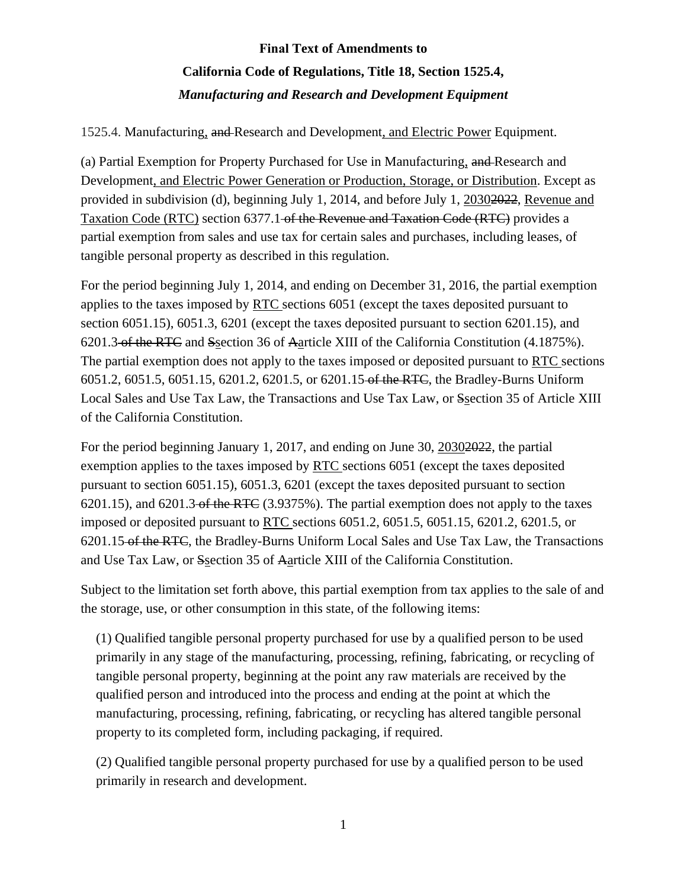**Final Text of Amendments to**

**California Code of Regulations, Title 18, Section 1525.4,**

***Manufacturing and Research and Development Equipment***

1525.4. Manufacturing<u>,</u> ~~and~~ Research and Development<u>, and Electric Power</u> Equipment.

(a) Partial Exemption for Property Purchased for Use in Manufacturing<u>,</u> ~~and~~ Research and Development<u>, and Electric Power Generation or Production, Storage, or Distribution</u>. Except as provided in subdivision (d), beginning July 1, 2014, and before July 1, <u>2030</u>~~2022~~, <u>Revenue and Taxation Code (RTC)</u> section 6377.1 ~~of the Revenue and Taxation Code (RTC)~~ provides a partial exemption from sales and use tax for certain sales and purchases, including leases, of tangible personal property as described in this regulation.

For the period beginning July 1, 2014, and ending on December 31, 2016, the partial exemption applies to the taxes imposed by <u>RTC</u> sections 6051 (except the taxes deposited pursuant to section 6051.15), 6051.3, 6201 (except the taxes deposited pursuant to section 6201.15), and 6201.3 ~~of the RTC~~ and ~~S~~<u>s</u>ection 36 of ~~A~~<u>a</u>rticle XIII of the California Constitution (4.1875%). The partial exemption does not apply to the taxes imposed or deposited pursuant to <u>RTC</u> sections 6051.2, 6051.5, 6051.15, 6201.2, 6201.5, or 6201.15 ~~of the RTC~~, the Bradley-Burns Uniform Local Sales and Use Tax Law, the Transactions and Use Tax Law, or ~~S~~<u>s</u>ection 35 of Article XIII of the California Constitution.

For the period beginning January 1, 2017, and ending on June 30, <u>2030</u>~~2022~~, the partial exemption applies to the taxes imposed by <u>RTC</u> sections 6051 (except the taxes deposited pursuant to section 6051.15), 6051.3, 6201 (except the taxes deposited pursuant to section 6201.15), and 6201.3 ~~of the RTC~~ (3.9375%). The partial exemption does not apply to the taxes imposed or deposited pursuant to <u>RTC</u> sections 6051.2, 6051.5, 6051.15, 6201.2, 6201.5, or 6201.15 ~~of the RTC~~, the Bradley-Burns Uniform Local Sales and Use Tax Law, the Transactions and Use Tax Law, or ~~S~~<u>s</u>ection 35 of ~~A~~<u>a</u>rticle XIII of the California Constitution.

Subject to the limitation set forth above, this partial exemption from tax applies to the sale of and the storage, use, or other consumption in this state, of the following items:

(1) Qualified tangible personal property purchased for use by a qualified person to be used primarily in any stage of the manufacturing, processing, refining, fabricating, or recycling of tangible personal property, beginning at the point any raw materials are received by the qualified person and introduced into the process and ending at the point at which the manufacturing, processing, refining, fabricating, or recycling has altered tangible personal property to its completed form, including packaging, if required.

(2) Qualified tangible personal property purchased for use by a qualified person to be used primarily in research and development.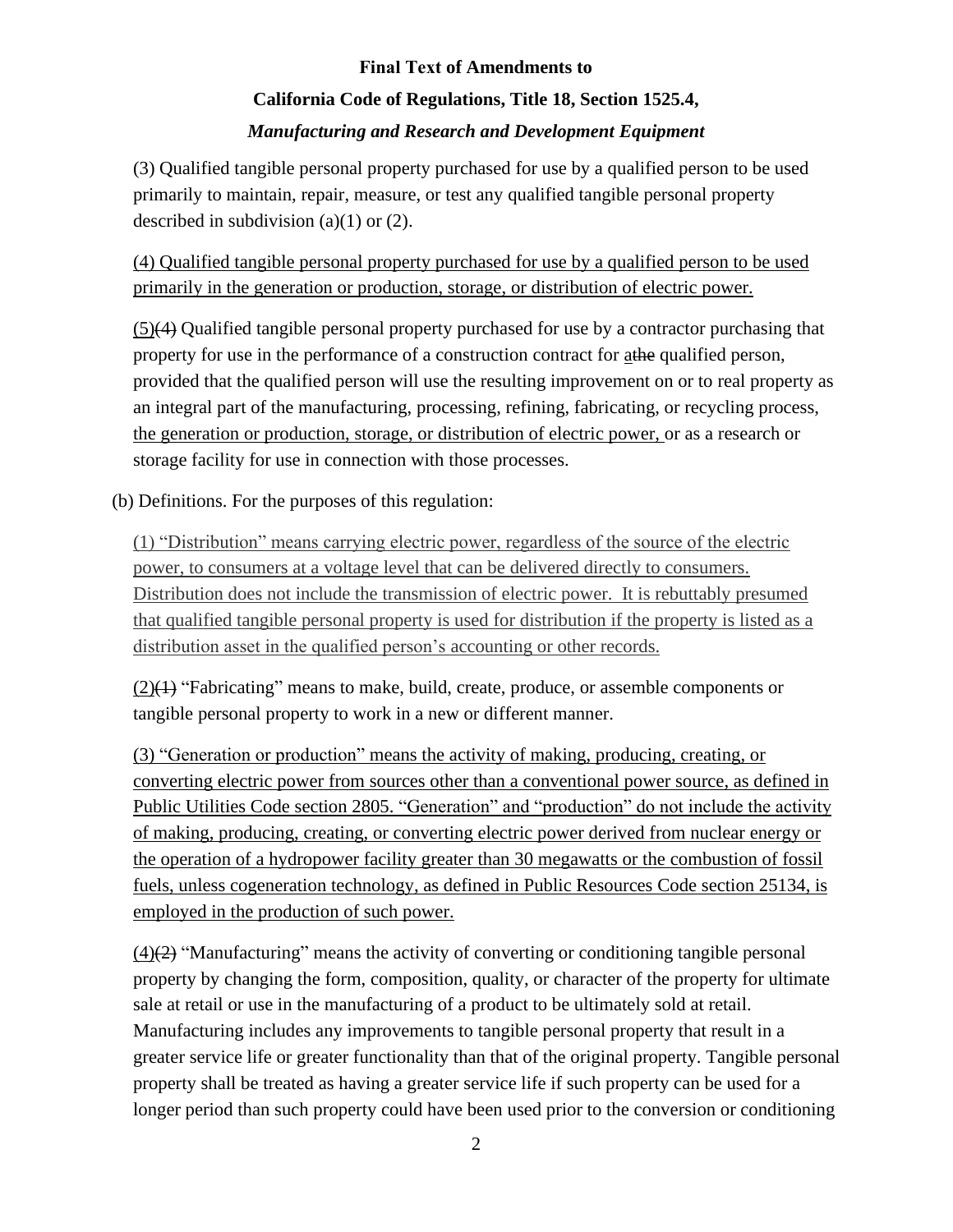**Final Text of Amendments to**

**California Code of Regulations, Title 18, Section 1525.4,**

***Manufacturing and Research and Development Equipment***

(3) Qualified tangible personal property purchased for use by a qualified person to be used primarily to maintain, repair, measure, or test any qualified tangible personal property described in subdivision (a)(1) or (2).

<u>(4) Qualified tangible personal property purchased for use by a qualified person to be used primarily in the generation or production, storage, or distribution of electric power.</u>

<u>(5)</u>~~(4)~~ Qualified tangible personal property purchased for use by a contractor purchasing that property for use in the performance of a construction contract for <u>a</u>~~the~~ qualified person, provided that the qualified person will use the resulting improvement on or to real property as an integral part of the manufacturing, processing, refining, fabricating, or recycling process, <u>the generation or production, storage, or distribution of electric power,</u> or as a research or storage facility for use in connection with those processes.

(b) Definitions. For the purposes of this regulation:

<u>(1) "Distribution" means carrying electric power, regardless of the source of the electric power, to consumers at a voltage level that can be delivered directly to consumers. Distribution does not include the transmission of electric power. It is rebuttably presumed that qualified tangible personal property is used for distribution if the property is listed as a distribution asset in the qualified person's accounting or other records.</u>

<u>(2)</u>~~(1)~~ "Fabricating" means to make, build, create, produce, or assemble components or tangible personal property to work in a new or different manner.

<u>(3) "Generation or production" means the activity of making, producing, creating, or converting electric power from sources other than a conventional power source, as defined in Public Utilities Code section 2805. "Generation" and "production" do not include the activity of making, producing, creating, or converting electric power derived from nuclear energy or the operation of a hydropower facility greater than 30 megawatts or the combustion of fossil fuels, unless cogeneration technology, as defined in Public Resources Code section 25134, is employed in the production of such power.</u>

<u>(4)</u>~~(2)~~ "Manufacturing" means the activity of converting or conditioning tangible personal property by changing the form, composition, quality, or character of the property for ultimate sale at retail or use in the manufacturing of a product to be ultimately sold at retail. Manufacturing includes any improvements to tangible personal property that result in a greater service life or greater functionality than that of the original property. Tangible personal property shall be treated as having a greater service life if such property can be used for a longer period than such property could have been used prior to the conversion or conditioning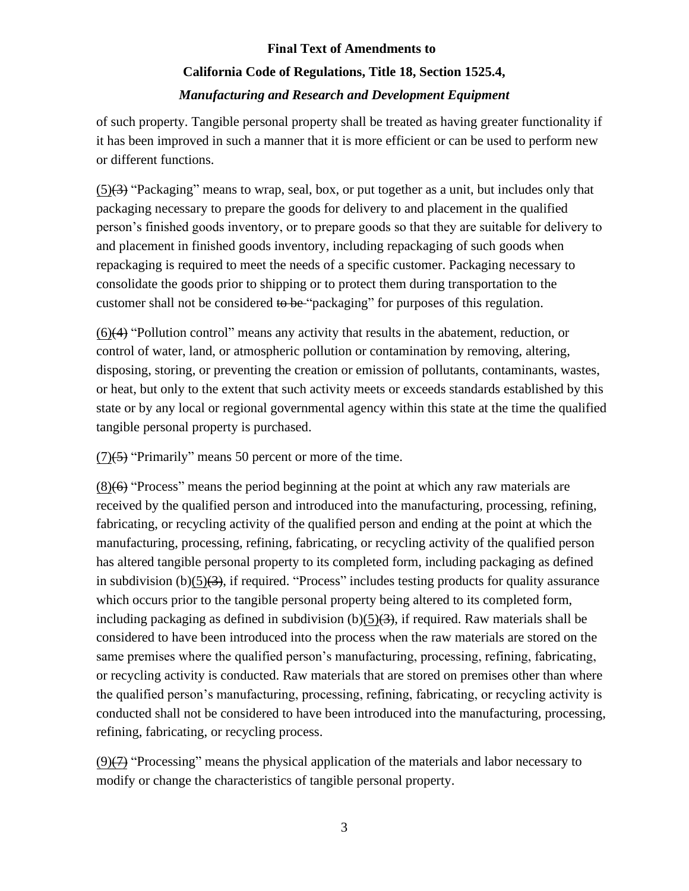of such property. Tangible personal property shall be treated as having greater functionality if it has been improved in such a manner that it is more efficient or can be used to perform new or different functions.

<u>(5)</u>~~(3)~~ "Packaging" means to wrap, seal, box, or put together as a unit, but includes only that packaging necessary to prepare the goods for delivery to and placement in the qualified person's finished goods inventory, or to prepare goods so that they are suitable for delivery to and placement in finished goods inventory, including repackaging of such goods when repackaging is required to meet the needs of a specific customer. Packaging necessary to consolidate the goods prior to shipping or to protect them during transportation to the customer shall not be considered ~~to be~~ "packaging" for purposes of this regulation.

<u>(6)</u>~~(4)~~ "Pollution control" means any activity that results in the abatement, reduction, or control of water, land, or atmospheric pollution or contamination by removing, altering, disposing, storing, or preventing the creation or emission of pollutants, contaminants, wastes, or heat, but only to the extent that such activity meets or exceeds standards established by this state or by any local or regional governmental agency within this state at the time the qualified tangible personal property is purchased.

<u>(7)</u>~~(5)~~ "Primarily" means 50 percent or more of the time.

<u>(8)</u>~~(6)~~ "Process" means the period beginning at the point at which any raw materials are received by the qualified person and introduced into the manufacturing, processing, refining, fabricating, or recycling activity of the qualified person and ending at the point at which the manufacturing, processing, refining, fabricating, or recycling activity of the qualified person has altered tangible personal property to its completed form, including packaging as defined in subdivision (b)<u>(5)</u>~~(3)~~, if required. "Process" includes testing products for quality assurance which occurs prior to the tangible personal property being altered to its completed form, including packaging as defined in subdivision (b)<u>(5)</u>~~(3)~~, if required. Raw materials shall be considered to have been introduced into the process when the raw materials are stored on the same premises where the qualified person's manufacturing, processing, refining, fabricating, or recycling activity is conducted. Raw materials that are stored on premises other than where the qualified person's manufacturing, processing, refining, fabricating, or recycling activity is conducted shall not be considered to have been introduced into the manufacturing, processing, refining, fabricating, or recycling process.

<u>(9)</u>~~(7)~~ "Processing" means the physical application of the materials and labor necessary to modify or change the characteristics of tangible personal property.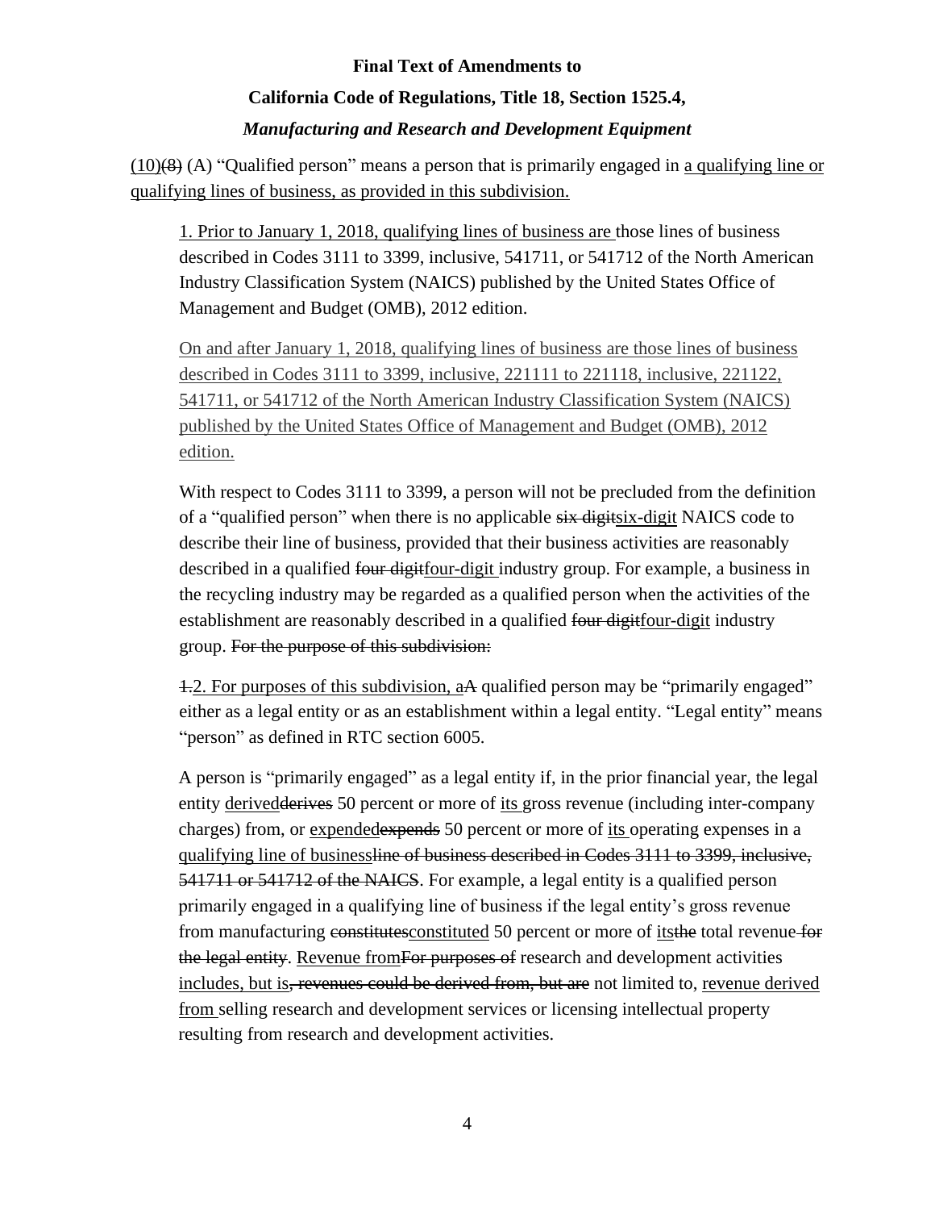**Final Text of Amendments to**

**California Code of Regulations, Title 18, Section 1525.4,**

***Manufacturing and Research and Development Equipment***

<u>(10)</u>~~(8)~~ (A) "Qualified person" means a person that is primarily engaged in <u>a qualifying line or qualifying lines of business, as provided in this subdivision.</u>

<u>1. Prior to January 1, 2018, qualifying lines of business are </u>those lines of business described in Codes 3111 to 3399, inclusive, 541711, or 541712 of the North American Industry Classification System (NAICS) published by the United States Office of Management and Budget (OMB), 2012 edition.

<u>On and after January 1, 2018, qualifying lines of business are those lines of business described in Codes 3111 to 3399, inclusive, 221111 to 221118, inclusive, 221122, 541711, or 541712 of the North American Industry Classification System (NAICS) published by the United States Office of Management and Budget (OMB), 2012 edition.</u>

With respect to Codes 3111 to 3399, a person will not be precluded from the definition of a "qualified person" when there is no applicable ~~six digit~~<u>six-digit</u> NAICS code to describe their line of business, provided that their business activities are reasonably described in a qualified ~~four digit~~<u>four-digit </u>industry group. For example, a business in the recycling industry may be regarded as a qualified person when the activities of the establishment are reasonably described in a qualified ~~four digit~~<u>four-digit</u> industry group. ~~For the purpose of this subdivision:~~

~~1.~~<u>2. For purposes of this subdivision, a</u>~~A~~ qualified person may be "primarily engaged" either as a legal entity or as an establishment within a legal entity. "Legal entity" means "person" as defined in RTC section 6005.

A person is "primarily engaged" as a legal entity if, in the prior financial year, the legal entity <u>derived</u>~~derives~~ 50 percent or more of <u>its </u>gross revenue (including inter-company charges) from, or <u>expended</u>~~expends~~ 50 percent or more of <u>its </u>operating expenses in a <u>qualifying line of business</u>~~line of business described in Codes 3111 to 3399, inclusive, 541711 or 541712 of the NAICS~~. For example, a legal entity is a qualified person primarily engaged in a qualifying line of business if the legal entity's gross revenue from manufacturing ~~constitutes~~<u>constituted</u> 50 percent or more of <u>its</u>~~the~~ total revenue~~ for the legal entity~~. <u>Revenue from</u>~~For purposes of~~ research and development activities <u>includes, but is</u>~~, revenues could be derived from, but are~~ not limited to, <u>revenue derived from </u>selling research and development services or licensing intellectual property resulting from research and development activities.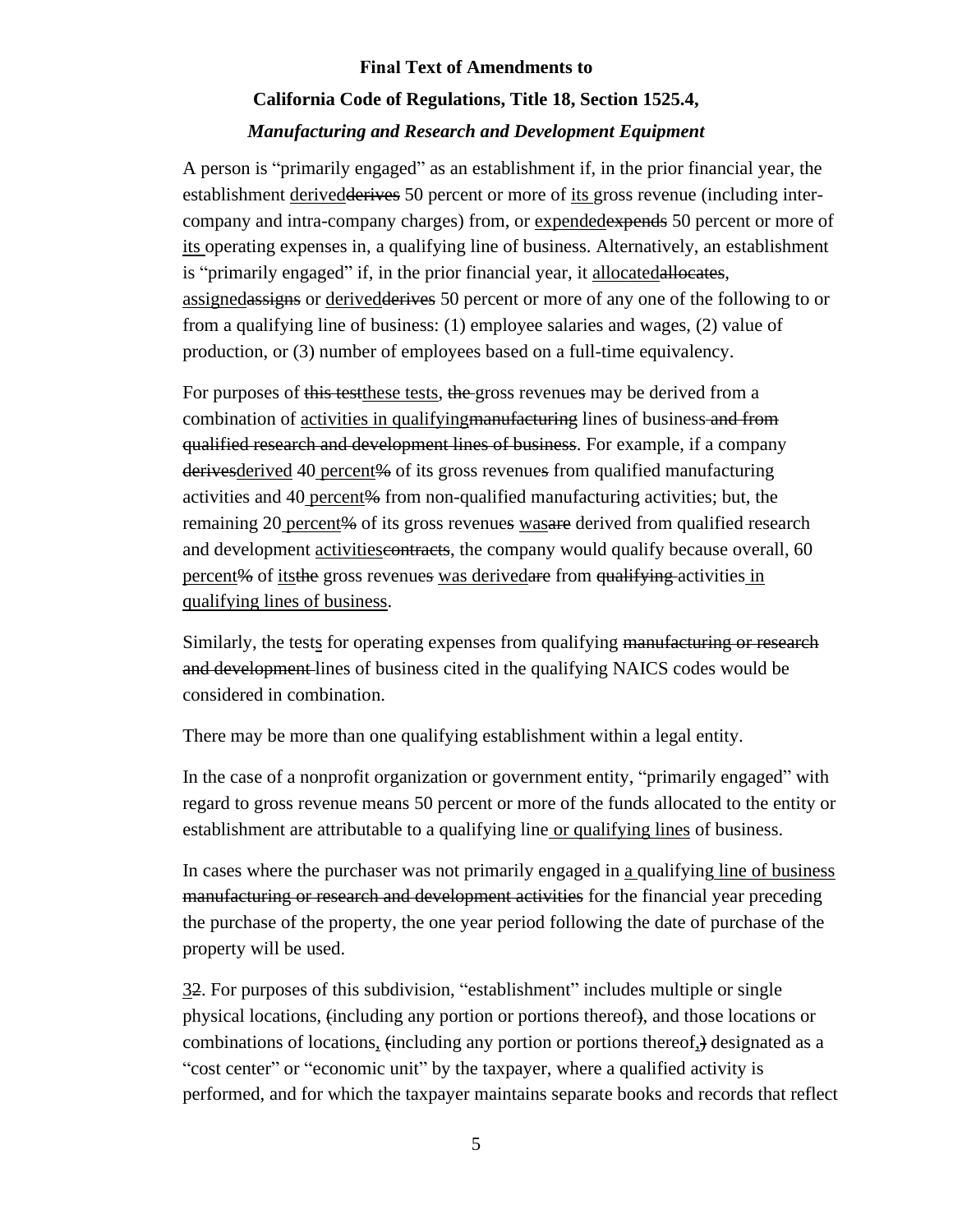**Final Text of Amendments to**

**California Code of Regulations, Title 18, Section 1525.4,**

***Manufacturing and Research and Development Equipment***

A person is "primarily engaged" as an establishment if, in the prior financial year, the establishment <u>derived</u>~~derives~~ 50 percent or more of <u>its</u> gross revenue (including inter-company and intra-company charges) from, or <u>expended</u>~~expends~~ 50 percent or more of <u>its</u> operating expenses in, a qualifying line of business. Alternatively, an establishment is "primarily engaged" if, in the prior financial year, it <u>allocated</u>~~allocates~~, <u>assigned</u>~~assigns~~ or <u>derived</u>~~derives~~ 50 percent or more of any one of the following to or from a qualifying line of business: (1) employee salaries and wages, (2) value of production, or (3) number of employees based on a full-time equivalency.

For purposes of ~~this test~~<u>these tests</u>, ~~the~~ gross revenue~~s~~ may be derived from a combination of <u>activities in qualifying</u>~~manufacturing~~ lines of business ~~and from qualified research and development lines of business~~. For example, if a company ~~derives~~<u>derived</u> 40 <u>percent</u>~~%~~ of its gross revenue~~s~~ from qualified manufacturing activities and 40 <u>percent</u>~~%~~ from non-qualified manufacturing activities; but, the remaining 20 <u>percent</u>~~%~~ of its gross revenue~~s~~ <u>was</u>~~are~~ derived from qualified research and development <u>activities</u>~~contracts~~, the company would qualify because overall, 60 <u>percent</u>~~%~~ of <u>its</u>~~the~~ gross revenue~~s~~ <u>was derived</u>~~are~~ from ~~qualifying~~ activities <u>in qualifying lines of business</u>.

Similarly, the test<u>s</u> for operating expenses from qualifying ~~manufacturing or research and development~~ lines of business cited in the qualifying NAICS codes would be considered in combination.

There may be more than one qualifying establishment within a legal entity.

In the case of a nonprofit organization or government entity, "primarily engaged" with regard to gross revenue means 50 percent or more of the funds allocated to the entity or establishment are attributable to a qualifying line <u>or qualifying lines</u> of business.

In cases where the purchaser was not primarily engaged in <u>a</u> qualifying <u>line of business</u> ~~manufacturing or research and development activities~~ for the financial year preceding the purchase of the property, the one year period following the date of purchase of the property will be used.

<u>3</u>~~2~~. For purposes of this subdivision, "establishment" includes multiple or single physical locations, ~~(~~including any portion or portions thereof~~)~~, and those locations or combinations of locations<u>,</u> ~~(~~including any portion or portions thereof<u>,</u>~~)~~ designated as a "cost center" or "economic unit" by the taxpayer, where a qualified activity is performed, and for which the taxpayer maintains separate books and records that reflect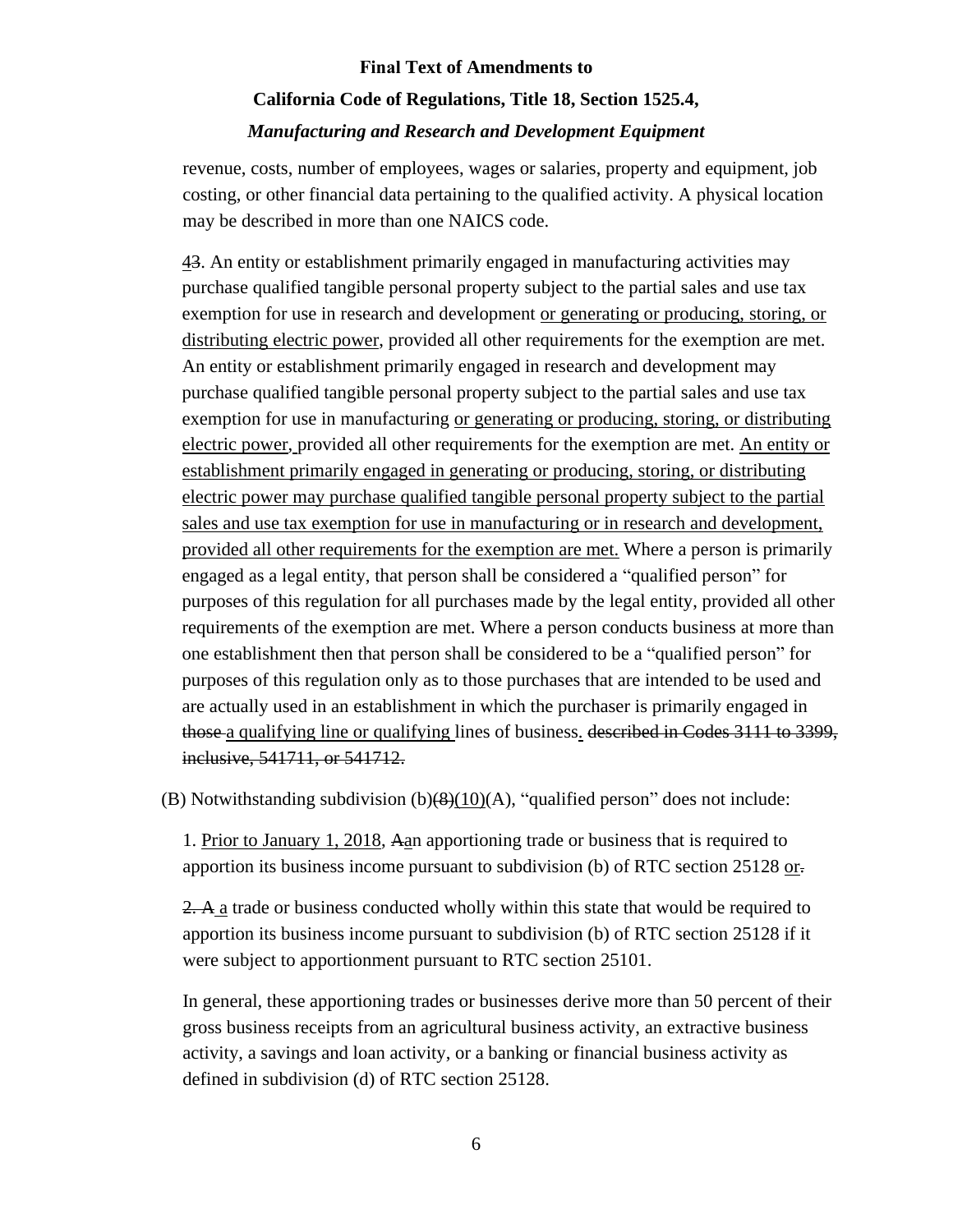revenue, costs, number of employees, wages or salaries, property and equipment, job costing, or other financial data pertaining to the qualified activity. A physical location may be described in more than one NAICS code.

<u>4</u>~~3~~. An entity or establishment primarily engaged in manufacturing activities may purchase qualified tangible personal property subject to the partial sales and use tax exemption for use in research and development <u>or generating or producing, storing, or distributing electric power</u>, provided all other requirements for the exemption are met. An entity or establishment primarily engaged in research and development may purchase qualified tangible personal property subject to the partial sales and use tax exemption for use in manufacturing <u>or generating or producing, storing, or distributing electric power,</u> provided all other requirements for the exemption are met. <u>An entity or establishment primarily engaged in generating or producing, storing, or distributing electric power may purchase qualified tangible personal property subject to the partial sales and use tax exemption for use in manufacturing or in research and development, provided all other requirements for the exemption are met.</u> Where a person is primarily engaged as a legal entity, that person shall be considered a "qualified person" for purposes of this regulation for all purchases made by the legal entity, provided all other requirements of the exemption are met. Where a person conducts business at more than one establishment then that person shall be considered to be a "qualified person" for purposes of this regulation only as to those purchases that are intended to be used and are actually used in an establishment in which the purchaser is primarily engaged in ~~those~~ <u>a qualifying line or qualifying</u> lines of business<u>.</u> ~~described in Codes 3111 to 3399, inclusive, 541711, or 541712.~~

(B) Notwithstanding subdivision (b)~~(8)~~<u>(10)</u>(A), "qualified person" does not include:

1. <u>Prior to January 1, 2018</u>, ~~A~~<u>a</u>n apportioning trade or business that is required to apportion its business income pursuant to subdivision (b) of RTC section 25128 <u>or</u>~~.~~

~~2. A~~ <u>a</u> trade or business conducted wholly within this state that would be required to apportion its business income pursuant to subdivision (b) of RTC section 25128 if it were subject to apportionment pursuant to RTC section 25101.

In general, these apportioning trades or businesses derive more than 50 percent of their gross business receipts from an agricultural business activity, an extractive business activity, a savings and loan activity, or a banking or financial business activity as defined in subdivision (d) of RTC section 25128.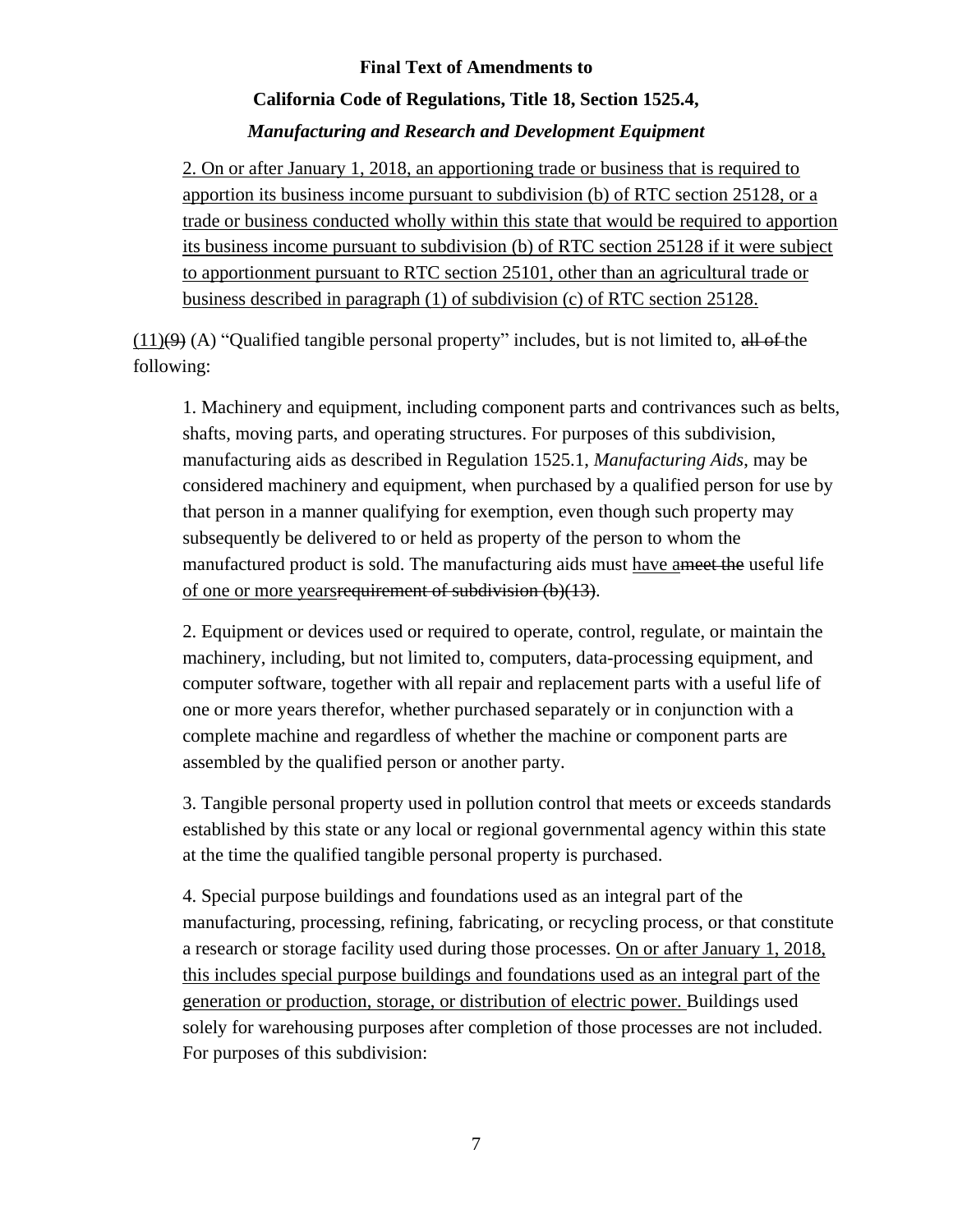<u>2. On or after January 1, 2018, an apportioning trade or business that is required to apportion its business income pursuant to subdivision (b) of RTC section 25128, or a trade or business conducted wholly within this state that would be required to apportion its business income pursuant to subdivision (b) of RTC section 25128 if it were subject to apportionment pursuant to RTC section 25101, other than an agricultural trade or business described in paragraph (1) of subdivision (c) of RTC section 25128.</u>

<u>(11)</u>~~(9)~~ (A) "Qualified tangible personal property" includes, but is not limited to, ~~all of~~ the following:

1. Machinery and equipment, including component parts and contrivances such as belts, shafts, moving parts, and operating structures. For purposes of this subdivision, manufacturing aids as described in Regulation 1525.1, *Manufacturing Aids*, may be considered machinery and equipment, when purchased by a qualified person for use by that person in a manner qualifying for exemption, even though such property may subsequently be delivered to or held as property of the person to whom the manufactured product is sold. The manufacturing aids must <u>have a</u>~~meet the~~ useful life <u>of one or more years</u>~~requirement of subdivision (b)(13)~~.

2. Equipment or devices used or required to operate, control, regulate, or maintain the machinery, including, but not limited to, computers, data-processing equipment, and computer software, together with all repair and replacement parts with a useful life of one or more years therefor, whether purchased separately or in conjunction with a complete machine and regardless of whether the machine or component parts are assembled by the qualified person or another party.

3. Tangible personal property used in pollution control that meets or exceeds standards established by this state or any local or regional governmental agency within this state at the time the qualified tangible personal property is purchased.

4. Special purpose buildings and foundations used as an integral part of the manufacturing, processing, refining, fabricating, or recycling process, or that constitute a research or storage facility used during those processes. <u>On or after January 1, 2018, this includes special purpose buildings and foundations used as an integral part of the generation or production, storage, or distribution of electric power.</u> Buildings used solely for warehousing purposes after completion of those processes are not included. For purposes of this subdivision: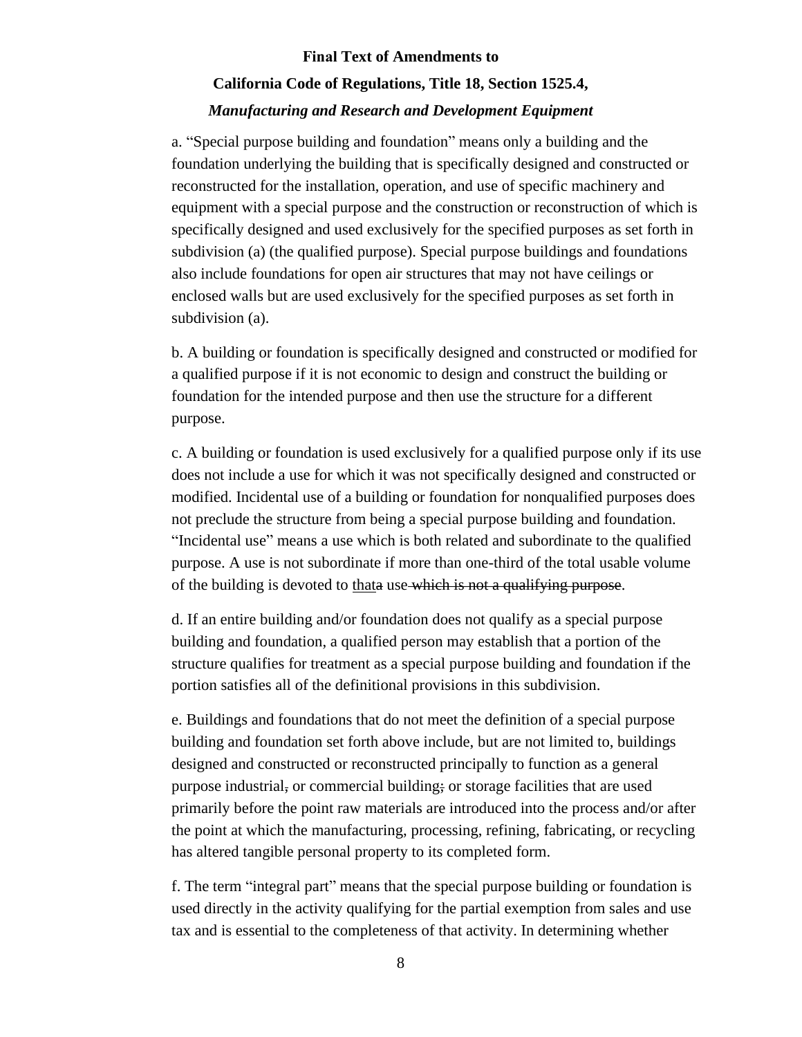a. “Special purpose building and foundation” means only a building and the foundation underlying the building that is specifically designed and constructed or reconstructed for the installation, operation, and use of specific machinery and equipment with a special purpose and the construction or reconstruction of which is specifically designed and used exclusively for the specified purposes as set forth in subdivision (a) (the qualified purpose). Special purpose buildings and foundations also include foundations for open air structures that may not have ceilings or enclosed walls but are used exclusively for the specified purposes as set forth in subdivision (a).

b. A building or foundation is specifically designed and constructed or modified for a qualified purpose if it is not economic to design and construct the building or foundation for the intended purpose and then use the structure for a different purpose.

c. A building or foundation is used exclusively for a qualified purpose only if its use does not include a use for which it was not specifically designed and constructed or modified. Incidental use of a building or foundation for nonqualified purposes does not preclude the structure from being a special purpose building and foundation. “Incidental use” means a use which is both related and subordinate to the qualified purpose. A use is not subordinate if more than one-third of the total usable volume of the building is devoted to <u>that</u>~~a~~ use~~ which is not a qualifying purpose~~.

d. If an entire building and/or foundation does not qualify as a special purpose building and foundation, a qualified person may establish that a portion of the structure qualifies for treatment as a special purpose building and foundation if the portion satisfies all of the definitional provisions in this subdivision.

e. Buildings and foundations that do not meet the definition of a special purpose building and foundation set forth above include, but are not limited to, buildings designed and constructed or reconstructed principally to function as a general purpose industrial~~,~~ or commercial building~~;~~ or storage facilities that are used primarily before the point raw materials are introduced into the process and/or after the point at which the manufacturing, processing, refining, fabricating, or recycling has altered tangible personal property to its completed form.

f. The term “integral part” means that the special purpose building or foundation is used directly in the activity qualifying for the partial exemption from sales and use tax and is essential to the completeness of that activity. In determining whether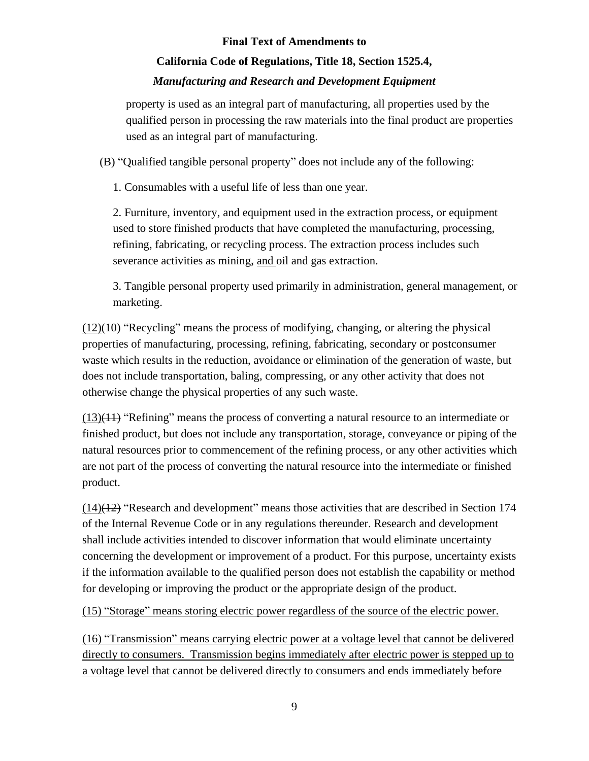property is used as an integral part of manufacturing, all properties used by the qualified person in processing the raw materials into the final product are properties used as an integral part of manufacturing.

(B) "Qualified tangible personal property" does not include any of the following:

1. Consumables with a useful life of less than one year.

2. Furniture, inventory, and equipment used in the extraction process, or equipment used to store finished products that have completed the manufacturing, processing, refining, fabricating, or recycling process. The extraction process includes such severance activities as mining~~,~~ <u>and</u> oil and gas extraction.

3. Tangible personal property used primarily in administration, general management, or marketing.

<u>(12)</u>~~(10)~~ "Recycling" means the process of modifying, changing, or altering the physical properties of manufacturing, processing, refining, fabricating, secondary or postconsumer waste which results in the reduction, avoidance or elimination of the generation of waste, but does not include transportation, baling, compressing, or any other activity that does not otherwise change the physical properties of any such waste.

<u>(13)</u>~~(11)~~ "Refining" means the process of converting a natural resource to an intermediate or finished product, but does not include any transportation, storage, conveyance or piping of the natural resources prior to commencement of the refining process, or any other activities which are not part of the process of converting the natural resource into the intermediate or finished product.

<u>(14)</u>~~(12)~~ "Research and development" means those activities that are described in Section 174 of the Internal Revenue Code or in any regulations thereunder. Research and development shall include activities intended to discover information that would eliminate uncertainty concerning the development or improvement of a product. For this purpose, uncertainty exists if the information available to the qualified person does not establish the capability or method for developing or improving the product or the appropriate design of the product.

<u>(15) "Storage" means storing electric power regardless of the source of the electric power.</u>

<u>(16) "Transmission" means carrying electric power at a voltage level that cannot be delivered directly to consumers. Transmission begins immediately after electric power is stepped up to a voltage level that cannot be delivered directly to consumers and ends immediately before</u>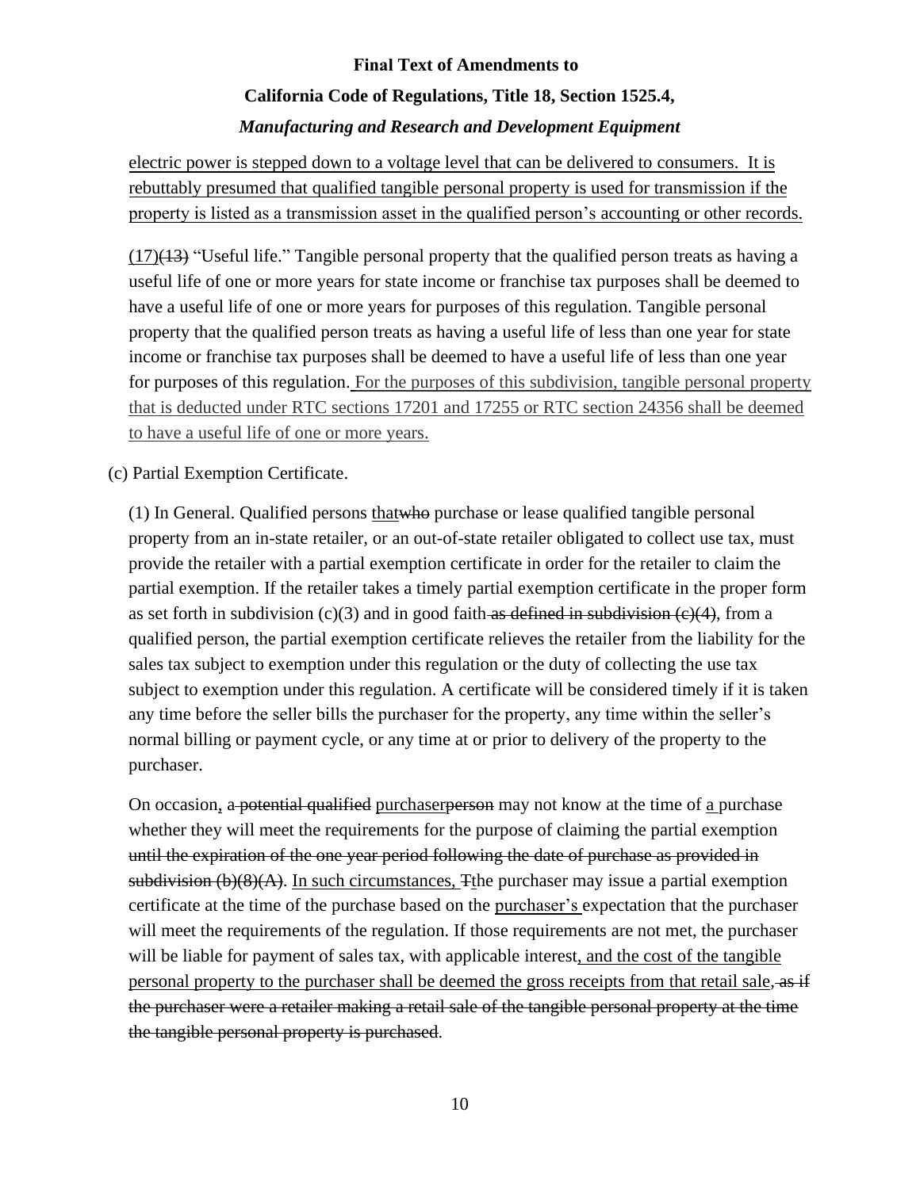<u>electric power is stepped down to a voltage level that can be delivered to consumers. It is rebuttably presumed that qualified tangible personal property is used for transmission if the property is listed as a transmission asset in the qualified person's accounting or other records.</u>

<u>(17)</u>~~(13)~~ "Useful life." Tangible personal property that the qualified person treats as having a useful life of one or more years for state income or franchise tax purposes shall be deemed to have a useful life of one or more years for purposes of this regulation. Tangible personal property that the qualified person treats as having a useful life of less than one year for state income or franchise tax purposes shall be deemed to have a useful life of less than one year for purposes of this regulation. <u>For the purposes of this subdivision, tangible personal property that is deducted under RTC sections 17201 and 17255 or RTC section 24356 shall be deemed to have a useful life of one or more years.</u>

(c) Partial Exemption Certificate.

(1) In General. Qualified persons <u>that</u>~~who~~ purchase or lease qualified tangible personal property from an in-state retailer, or an out-of-state retailer obligated to collect use tax, must provide the retailer with a partial exemption certificate in order for the retailer to claim the partial exemption. If the retailer takes a timely partial exemption certificate in the proper form as set forth in subdivision (c)(3) and in good faith ~~as defined in subdivision (c)(4)~~, from a qualified person, the partial exemption certificate relieves the retailer from the liability for the sales tax subject to exemption under this regulation or the duty of collecting the use tax subject to exemption under this regulation. A certificate will be considered timely if it is taken any time before the seller bills the purchaser for the property, any time within the seller's normal billing or payment cycle, or any time at or prior to delivery of the property to the purchaser.

On occasion<u>,</u> a ~~potential qualified~~ <u>purchaser</u>~~person~~ may not know at the time of <u>a</u> purchase whether they will meet the requirements for the purpose of claiming the partial exemption ~~until the expiration of the one year period following the date of purchase as provided in subdivision (b)(8)(A)~~. <u>In such circumstances, </u>~~T~~<u>t</u>he purchaser may issue a partial exemption certificate at the time of the purchase based on the <u>purchaser's</u> expectation that the purchaser will meet the requirements of the regulation. If those requirements are not met, the purchaser will be liable for payment of sales tax, with applicable interest<u>, and the cost of the tangible personal property to the purchaser shall be deemed the gross receipts from that retail sale</u>, ~~as if the purchaser were a retailer making a retail sale of the tangible personal property at the time the tangible personal property is purchased~~.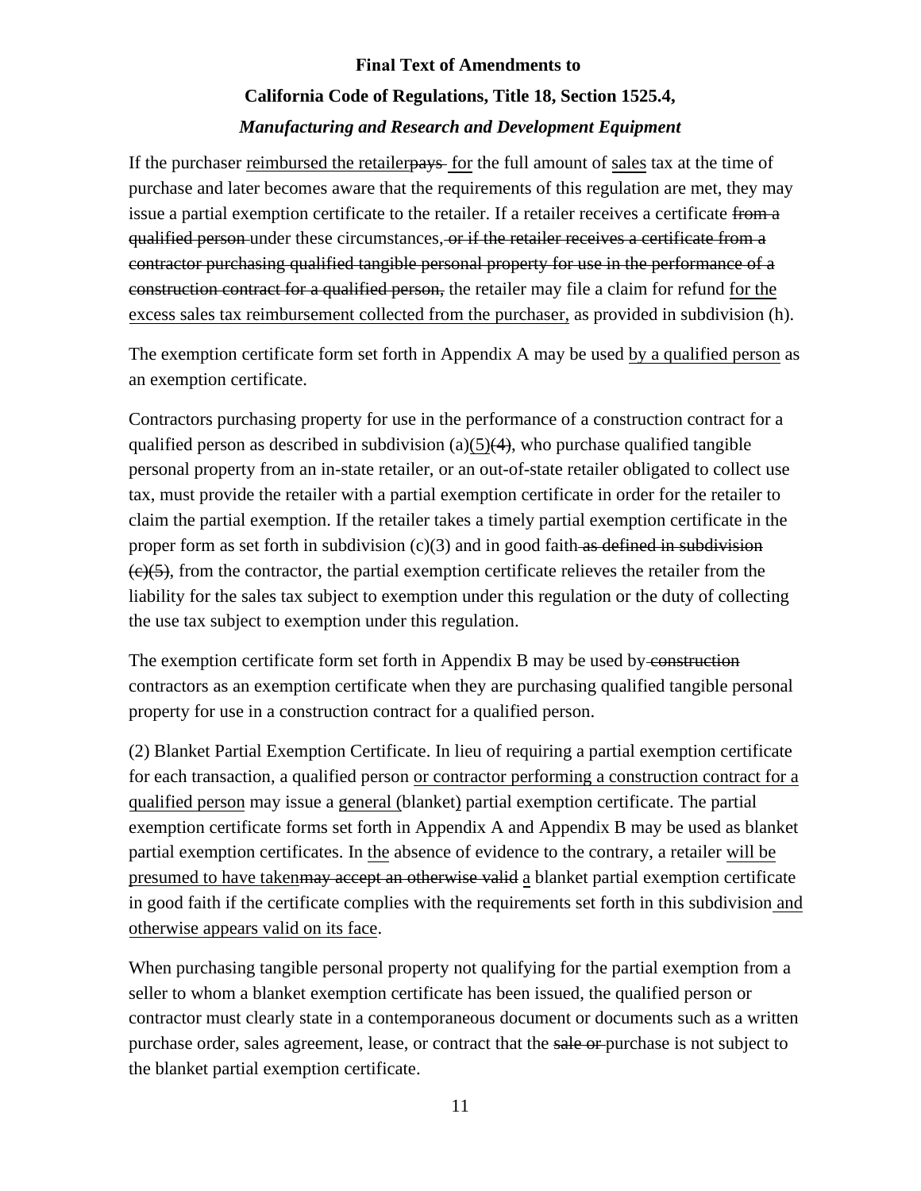If the purchaser <u>reimbursed the retailer</u>~~pays~~ <u>for</u> the full amount of <u>sales</u> tax at the time of purchase and later becomes aware that the requirements of this regulation are met, they may issue a partial exemption certificate to the retailer. If a retailer receives a certificate ~~from a qualified person~~ under these circumstances, ~~or if the retailer receives a certificate from a contractor purchasing qualified tangible personal property for use in the performance of a construction contract for a qualified person,~~ the retailer may file a claim for refund <u>for the excess sales tax reimbursement collected from the purchaser,</u> as provided in subdivision (h).

The exemption certificate form set forth in Appendix A may be used <u>by a qualified person</u> as an exemption certificate.

Contractors purchasing property for use in the performance of a construction contract for a qualified person as described in subdivision (a)<u>(5)</u>~~(4)~~, who purchase qualified tangible personal property from an in-state retailer, or an out-of-state retailer obligated to collect use tax, must provide the retailer with a partial exemption certificate in order for the retailer to claim the partial exemption. If the retailer takes a timely partial exemption certificate in the proper form as set forth in subdivision (c)(3) and in good faith ~~as defined in subdivision (c)(5)~~, from the contractor, the partial exemption certificate relieves the retailer from the liability for the sales tax subject to exemption under this regulation or the duty of collecting the use tax subject to exemption under this regulation.

The exemption certificate form set forth in Appendix B may be used by ~~construction~~ contractors as an exemption certificate when they are purchasing qualified tangible personal property for use in a construction contract for a qualified person.

(2) Blanket Partial Exemption Certificate. In lieu of requiring a partial exemption certificate for each transaction, a qualified person <u>or contractor performing a construction contract for a qualified person</u> may issue a <u>general (</u>blanket<u>)</u> partial exemption certificate. The partial exemption certificate forms set forth in Appendix A and Appendix B may be used as blanket partial exemption certificates. In <u>the</u> absence of evidence to the contrary, a retailer <u>will be presumed to have taken</u>~~may accept an otherwise valid~~ <u>a</u> blanket partial exemption certificate in good faith if the certificate complies with the requirements set forth in this subdivision <u>and otherwise appears valid on its face</u>.

When purchasing tangible personal property not qualifying for the partial exemption from a seller to whom a blanket exemption certificate has been issued, the qualified person or contractor must clearly state in a contemporaneous document or documents such as a written purchase order, sales agreement, lease, or contract that the ~~sale or~~ purchase is not subject to the blanket partial exemption certificate.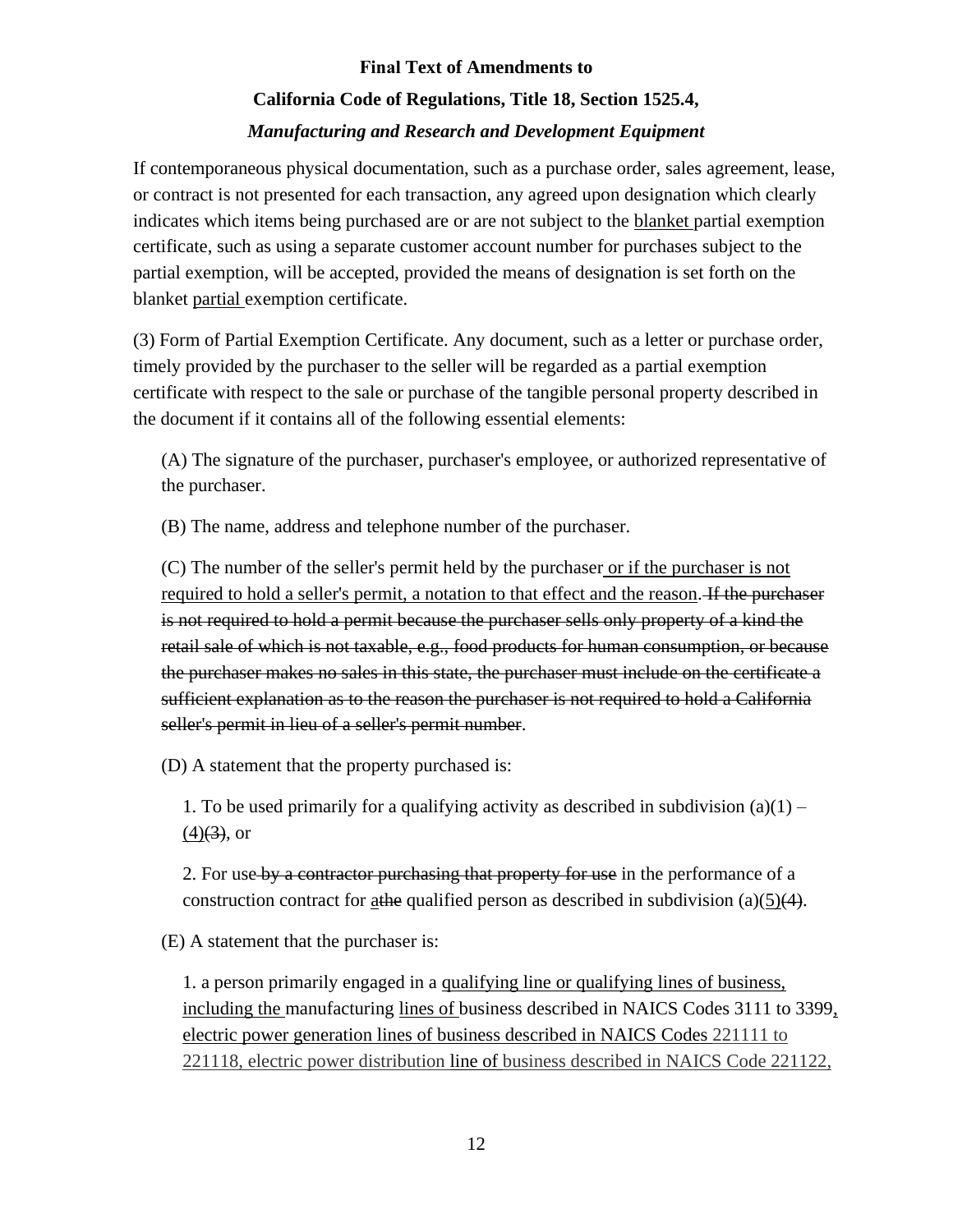If contemporaneous physical documentation, such as a purchase order, sales agreement, lease, or contract is not presented for each transaction, any agreed upon designation which clearly indicates which items being purchased are or are not subject to the <u>blanket</u> partial exemption certificate, such as using a separate customer account number for purchases subject to the partial exemption, will be accepted, provided the means of designation is set forth on the blanket <u>partial</u> exemption certificate.

(3) Form of Partial Exemption Certificate. Any document, such as a letter or purchase order, timely provided by the purchaser to the seller will be regarded as a partial exemption certificate with respect to the sale or purchase of the tangible personal property described in the document if it contains all of the following essential elements:

(A) The signature of the purchaser, purchaser's employee, or authorized representative of the purchaser.

(B) The name, address and telephone number of the purchaser.

(C) The number of the seller's permit held by the purchaser<u> or if the purchaser is not required to hold a seller's permit, a notation to that effect and the reason</u>.~~ If the purchaser is not required to hold a permit because the purchaser sells only property of a kind the retail sale of which is not taxable, e.g., food products for human consumption, or because the purchaser makes no sales in this state, the purchaser must include on the certificate a sufficient explanation as to the reason the purchaser is not required to hold a California seller's permit in lieu of a seller's permit number~~.

(D) A statement that the property purchased is:

1. To be used primarily for a qualifying activity as described in subdivision (a)(1) – <u>(4)</u>~~(3)~~, or

2. For use~~ by a contractor purchasing that property for use~~ in the performance of a construction contract for <u>a</u>~~the~~ qualified person as described in subdivision (a)(<u>5)</u>~~(4)~~.

(E) A statement that the purchaser is:

1. a person primarily engaged in a <u>qualifying line or qualifying lines of business, including the</u> manufacturing <u>lines of</u> business described in NAICS Codes 3111 to 3399<u>, electric power generation lines of business described in NAICS Codes 221111 to 221118, electric power distribution line of business described in NAICS Code 221122,</u>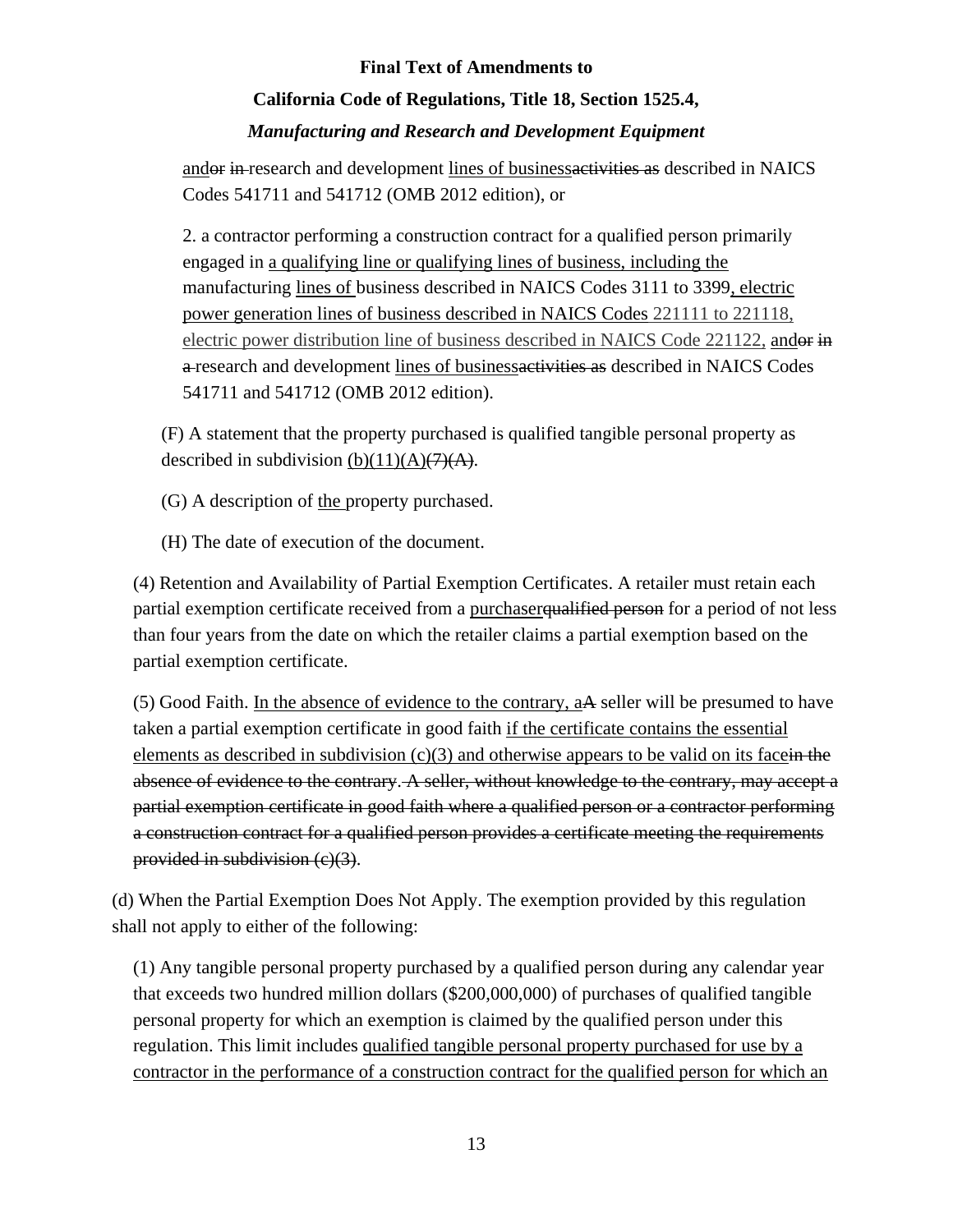<u>and</u>~~or in~~ research and development <u>lines of business</u>~~activities as~~ described in NAICS Codes 541711 and 541712 (OMB 2012 edition), or

2. a contractor performing a construction contract for a qualified person primarily engaged in <u>a qualifying line or qualifying lines of business, including the</u> manufacturing <u>lines of</u> business described in NAICS Codes 3111 to 3399<u>, electric power generation lines of business described in NAICS Codes 221111 to 221118, electric power distribution line of business described in NAICS Code 221122,</u> <u>and</u>~~or in a~~ research and development <u>lines of business</u>~~activities as~~ described in NAICS Codes 541711 and 541712 (OMB 2012 edition).

(F) A statement that the property purchased is qualified tangible personal property as described in subdivision <u>(b)(11)(A)</u>~~(7)(A)~~.

(G) A description of <u>the</u> property purchased.

(H) The date of execution of the document.

(4) Retention and Availability of Partial Exemption Certificates. A retailer must retain each partial exemption certificate received from a <u>purchaser</u>~~qualified person~~ for a period of not less than four years from the date on which the retailer claims a partial exemption based on the partial exemption certificate.

(5) Good Faith. <u>In the absence of evidence to the contrary, a</u>~~A~~ seller will be presumed to have taken a partial exemption certificate in good faith <u>if the certificate contains the essential elements as described in subdivision (c)(3) and otherwise appears to be valid on its face</u>~~in the absence of evidence to the contrary. A seller, without knowledge to the contrary, may accept a partial exemption certificate in good faith where a qualified person or a contractor performing a construction contract for a qualified person provides a certificate meeting the requirements provided in subdivision (c)(3)~~.

(d) When the Partial Exemption Does Not Apply. The exemption provided by this regulation shall not apply to either of the following:

(1) Any tangible personal property purchased by a qualified person during any calendar year that exceeds two hundred million dollars ($200,000,000) of purchases of qualified tangible personal property for which an exemption is claimed by the qualified person under this regulation. This limit includes <u>qualified tangible personal property purchased for use by a contractor in the performance of a construction contract for the qualified person for which an</u>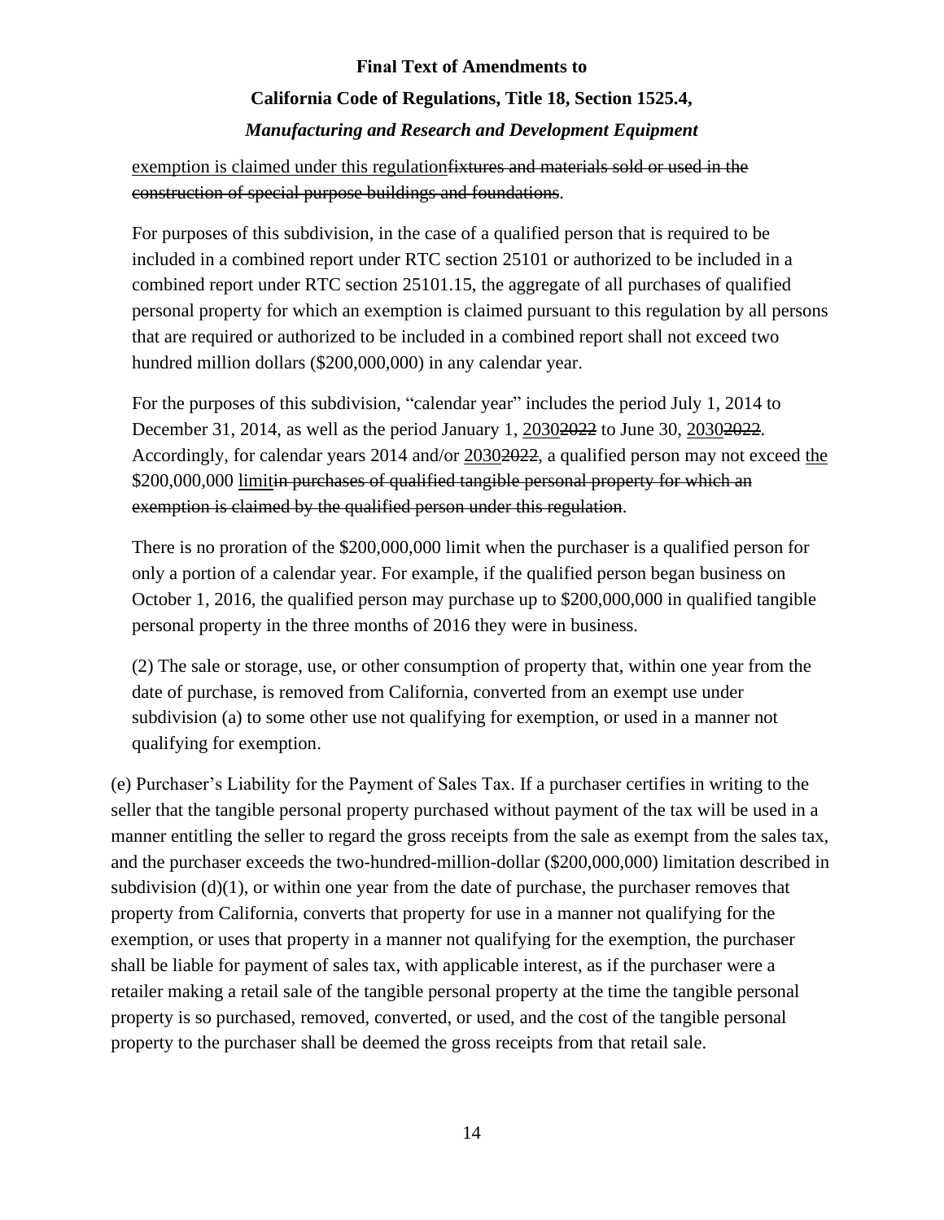<u>exemption is claimed under this regulation</u>~~fixtures and materials sold or used in the construction of special purpose buildings and foundations~~.

For purposes of this subdivision, in the case of a qualified person that is required to be included in a combined report under RTC section 25101 or authorized to be included in a combined report under RTC section 25101.15, the aggregate of all purchases of qualified personal property for which an exemption is claimed pursuant to this regulation by all persons that are required or authorized to be included in a combined report shall not exceed two hundred million dollars ($200,000,000) in any calendar year.

For the purposes of this subdivision, "calendar year" includes the period July 1, 2014 to December 31, 2014, as well as the period January 1, <u>2030</u>~~2022~~ to June 30, <u>2030</u>~~2022~~. Accordingly, for calendar years 2014 and/or <u>2030</u>~~2022~~, a qualified person may not exceed <u>the</u> $200,000,000 <u>limit</u>~~in purchases of qualified tangible personal property for which an exemption is claimed by the qualified person under this regulation~~.

There is no proration of the $200,000,000 limit when the purchaser is a qualified person for only a portion of a calendar year. For example, if the qualified person began business on October 1, 2016, the qualified person may purchase up to $200,000,000 in qualified tangible personal property in the three months of 2016 they were in business.

(2) The sale or storage, use, or other consumption of property that, within one year from the date of purchase, is removed from California, converted from an exempt use under subdivision (a) to some other use not qualifying for exemption, or used in a manner not qualifying for exemption.

(e) Purchaser's Liability for the Payment of Sales Tax. If a purchaser certifies in writing to the seller that the tangible personal property purchased without payment of the tax will be used in a manner entitling the seller to regard the gross receipts from the sale as exempt from the sales tax, and the purchaser exceeds the two-hundred-million-dollar ($200,000,000) limitation described in subdivision (d)(1), or within one year from the date of purchase, the purchaser removes that property from California, converts that property for use in a manner not qualifying for the exemption, or uses that property in a manner not qualifying for the exemption, the purchaser shall be liable for payment of sales tax, with applicable interest, as if the purchaser were a retailer making a retail sale of the tangible personal property at the time the tangible personal property is so purchased, removed, converted, or used, and the cost of the tangible personal property to the purchaser shall be deemed the gross receipts from that retail sale.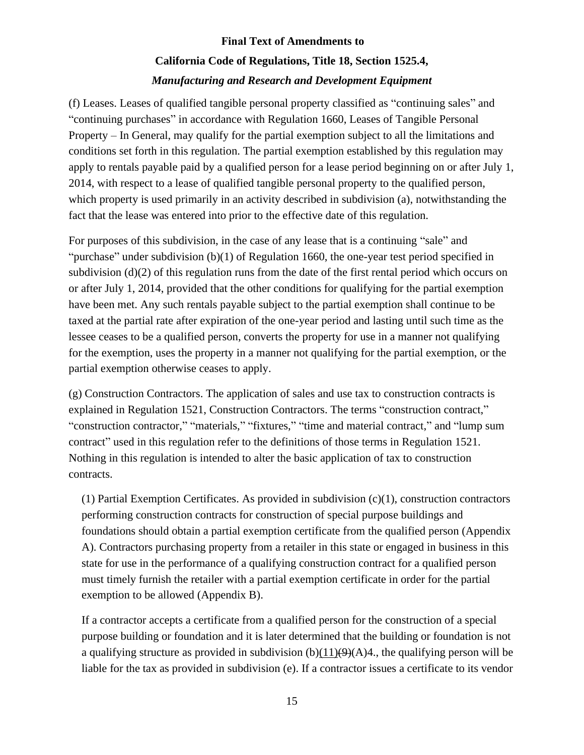(f) Leases. Leases of qualified tangible personal property classified as "continuing sales" and "continuing purchases" in accordance with Regulation 1660, Leases of Tangible Personal Property – In General, may qualify for the partial exemption subject to all the limitations and conditions set forth in this regulation. The partial exemption established by this regulation may apply to rentals payable paid by a qualified person for a lease period beginning on or after July 1, 2014, with respect to a lease of qualified tangible personal property to the qualified person, which property is used primarily in an activity described in subdivision (a), notwithstanding the fact that the lease was entered into prior to the effective date of this regulation.

For purposes of this subdivision, in the case of any lease that is a continuing "sale" and "purchase" under subdivision (b)(1) of Regulation 1660, the one-year test period specified in subdivision (d)(2) of this regulation runs from the date of the first rental period which occurs on or after July 1, 2014, provided that the other conditions for qualifying for the partial exemption have been met. Any such rentals payable subject to the partial exemption shall continue to be taxed at the partial rate after expiration of the one-year period and lasting until such time as the lessee ceases to be a qualified person, converts the property for use in a manner not qualifying for the exemption, uses the property in a manner not qualifying for the partial exemption, or the partial exemption otherwise ceases to apply.

(g) Construction Contractors. The application of sales and use tax to construction contracts is explained in Regulation 1521, Construction Contractors. The terms "construction contract," "construction contractor," "materials," "fixtures," "time and material contract," and "lump sum contract" used in this regulation refer to the definitions of those terms in Regulation 1521. Nothing in this regulation is intended to alter the basic application of tax to construction contracts.

(1) Partial Exemption Certificates. As provided in subdivision (c)(1), construction contractors performing construction contracts for construction of special purpose buildings and foundations should obtain a partial exemption certificate from the qualified person (Appendix A). Contractors purchasing property from a retailer in this state or engaged in business in this state for use in the performance of a qualifying construction contract for a qualified person must timely furnish the retailer with a partial exemption certificate in order for the partial exemption to be allowed (Appendix B).

If a contractor accepts a certificate from a qualified person for the construction of a special purpose building or foundation and it is later determined that the building or foundation is not a qualifying structure as provided in subdivision (b)(11)~~(9)~~(A)4., the qualifying person will be liable for the tax as provided in subdivision (e). If a contractor issues a certificate to its vendor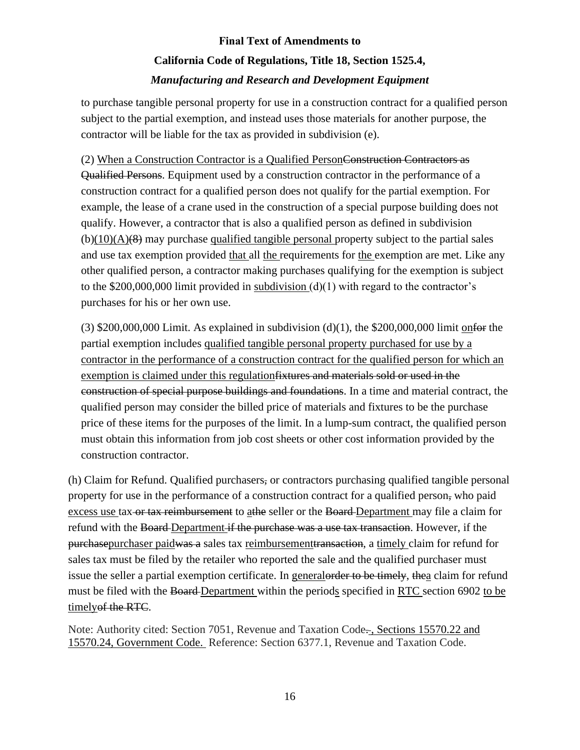to purchase tangible personal property for use in a construction contract for a qualified person subject to the partial exemption, and instead uses those materials for another purpose, the contractor will be liable for the tax as provided in subdivision (e).

(2) <u>When a Construction Contractor is a Qualified Person</u>~~Construction Contractors as Qualified Persons~~. Equipment used by a construction contractor in the performance of a construction contract for a qualified person does not qualify for the partial exemption. For example, the lease of a crane used in the construction of a special purpose building does not qualify. However, a contractor that is also a qualified person as defined in subdivision (b)<u>(10)(A)</u>~~(8)~~ may purchase <u>qualified tangible personal</u> property subject to the partial sales and use tax exemption provided <u>that</u> all <u>the</u> requirements for <u>the</u> exemption are met. Like any other qualified person, a contractor making purchases qualifying for the exemption is subject to the $200,000,000 limit provided in <u>subdivision</u> (d)(1) with regard to the contractor's purchases for his or her own use.

(3) $200,000,000 Limit. As explained in subdivision (d)(1), the $200,000,000 limit <u>on</u>~~for~~ the partial exemption includes <u>qualified tangible personal property purchased for use by a contractor in the performance of a construction contract for the qualified person for which an exemption is claimed under this regulation</u>~~fixtures and materials sold or used in the construction of special purpose buildings and foundations~~. In a time and material contract, the qualified person may consider the billed price of materials and fixtures to be the purchase price of these items for the purposes of the limit. In a lump-sum contract, the qualified person must obtain this information from job cost sheets or other cost information provided by the construction contractor.

(h) Claim for Refund. Qualified purchasers~~,~~ or contractors purchasing qualified tangible personal property for use in the performance of a construction contract for a qualified person~~,~~ who paid <u>excess use</u> tax ~~or tax reimbursement~~ to <u>a</u>~~the~~ seller or the ~~Board~~ <u>Department</u> may file a claim for refund with the ~~Board~~ <u>Department</u> ~~if the purchase was a use tax transaction~~. However, if the ~~purchase~~<u>purchaser paid</u>~~was a~~ sales tax <u>reimbursement</u>~~transaction~~, a <u>timely</u> claim for refund for sales tax must be filed by the retailer who reported the sale and the qualified purchaser must issue the seller a partial exemption certificate. In <u>general</u>~~order to be timely~~, ~~the~~<u>a</u> claim for refund must be filed with the ~~Board~~ <u>Department</u> within the period<u>s</u> specified in <u>RTC</u> section 6902 <u>to be timely</u>~~of the RTC~~.

Note: Authority cited: Section 7051, Revenue and Taxation Code~~.~~<u>., Sections 15570.22 and 15570.24, Government Code.</u> Reference: Section 6377.1, Revenue and Taxation Code.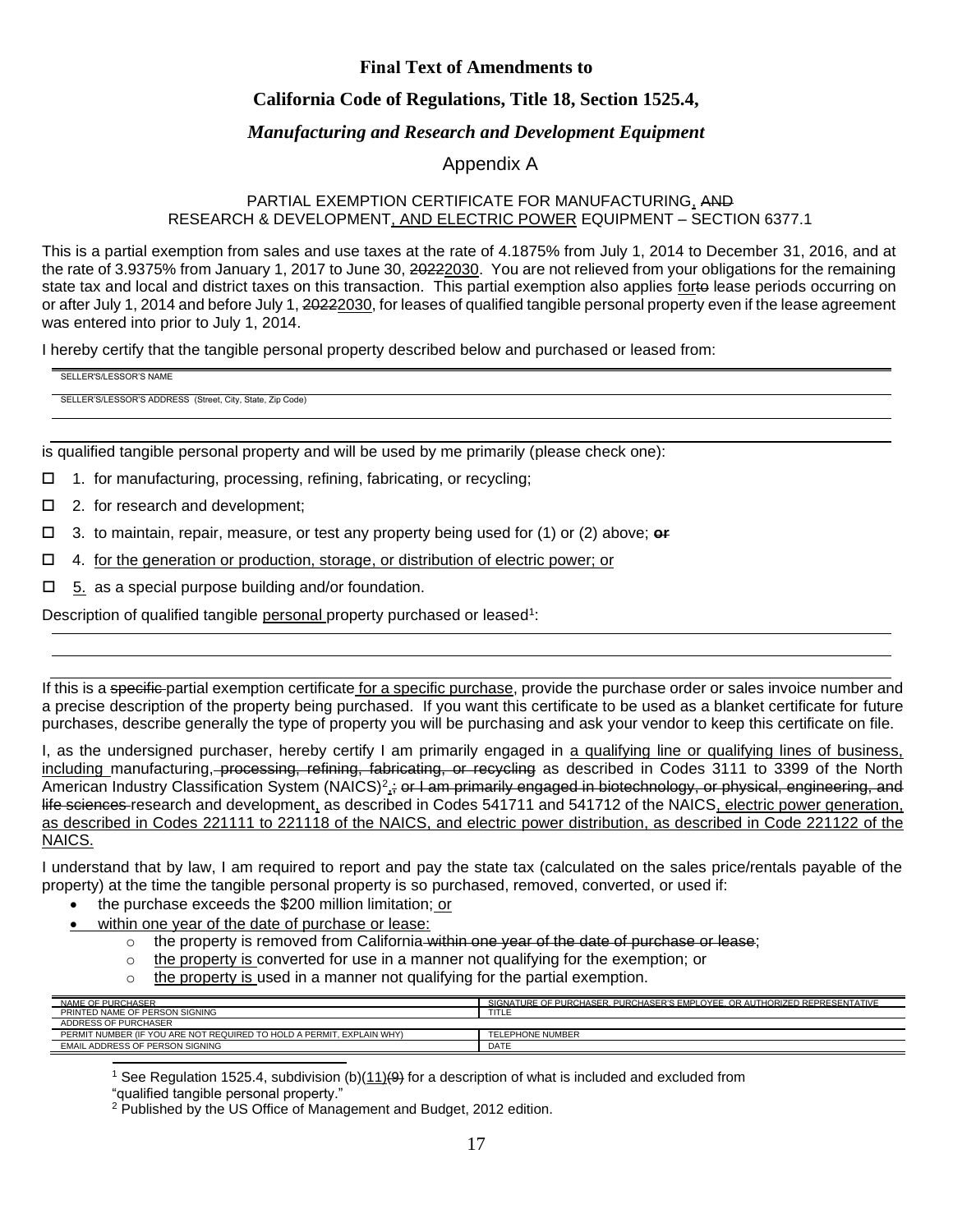**Final Text of Amendments to**

**California Code of Regulations, Title 18, Section 1525.4,**

***Manufacturing and Research and Development Equipment***

Appendix A

PARTIAL EXEMPTION CERTIFICATE FOR MANUFACTURING, ~~AND~~ RESEARCH & DEVELOPMENT, AND ELECTRIC POWER EQUIPMENT – SECTION 6377.1

This is a partial exemption from sales and use taxes at the rate of 4.1875% from July 1, 2014 to December 31, 2016, and at the rate of 3.9375% from January 1, 2017 to June 30, ~~2022~~2030. You are not relieved from your obligations for the remaining state tax and local and district taxes on this transaction. This partial exemption also applies for~~to~~ lease periods occurring on or after July 1, 2014 and before July 1, ~~2022~~2030, for leases of qualified tangible personal property even if the lease agreement was entered into prior to July 1, 2014.

I hereby certify that the tangible personal property described below and purchased or leased from:

SELLER'S/LESSOR'S NAME

SELLER'S/LESSOR'S ADDRESS (Street, City, State, Zip Code)

is qualified tangible personal property and will be used by me primarily (please check one):

- ☐ 1. for manufacturing, processing, refining, fabricating, or recycling;
- ☐ 2. for research and development;
- ☐ 3. to maintain, repair, measure, or test any property being used for (1) or (2) above; ~~or~~
- ☐ 4. for the generation or production, storage, or distribution of electric power; or
- ☐ 5. as a special purpose building and/or foundation.

Description of qualified tangible personal property purchased or leased[1]:

If this is a ~~specific~~ partial exemption certificate for a specific purchase, provide the purchase order or sales invoice number and a precise description of the property being purchased. If you want this certificate to be used as a blanket certificate for future purchases, describe generally the type of property you will be purchasing and ask your vendor to keep this certificate on file.

I, as the undersigned purchaser, hereby certify I am primarily engaged in a qualifying line or qualifying lines of business, including manufacturing~~, processing, refining, fabricating, or recycling~~ as described in Codes 3111 to 3399 of the North American Industry Classification System (NAICS)[2],~~; or I am primarily engaged in biotechnology, or physical, engineering, and life sciences~~ research and development, as described in Codes 541711 and 541712 of the NAICS, electric power generation, as described in Codes 221111 to 221118 of the NAICS, and electric power distribution, as described in Code 221122 of the NAICS.

I understand that by law, I am required to report and pay the state tax (calculated on the sales price/rentals payable of the property) at the time the tangible personal property is so purchased, removed, converted, or used if:

- the purchase exceeds the $200 million limitation; or
- within one year of the date of purchase or lease:
  - the property is removed from California ~~within one year of the date of purchase or lease~~;
  - the property is converted for use in a manner not qualifying for the exemption; or
  - the property is used in a manner not qualifying for the partial exemption.

| | |
|---|---|
| NAME OF PURCHASER | SIGNATURE OF PURCHASER, PURCHASER'S EMPLOYEE, OR AUTHORIZED REPRESENTATIVE |
| PRINTED NAME OF PERSON SIGNING | TITLE |
| ADDRESS OF PURCHASER | |
| PERMIT NUMBER (IF YOU ARE NOT REQUIRED TO HOLD A PERMIT, EXPLAIN WHY) | TELEPHONE NUMBER |
| EMAIL ADDRESS OF PERSON SIGNING | DATE |

[1] See Regulation 1525.4, subdivision (b)(11)~~(9)~~ for a description of what is included and excluded from "qualified tangible personal property."

[2] Published by the US Office of Management and Budget, 2012 edition.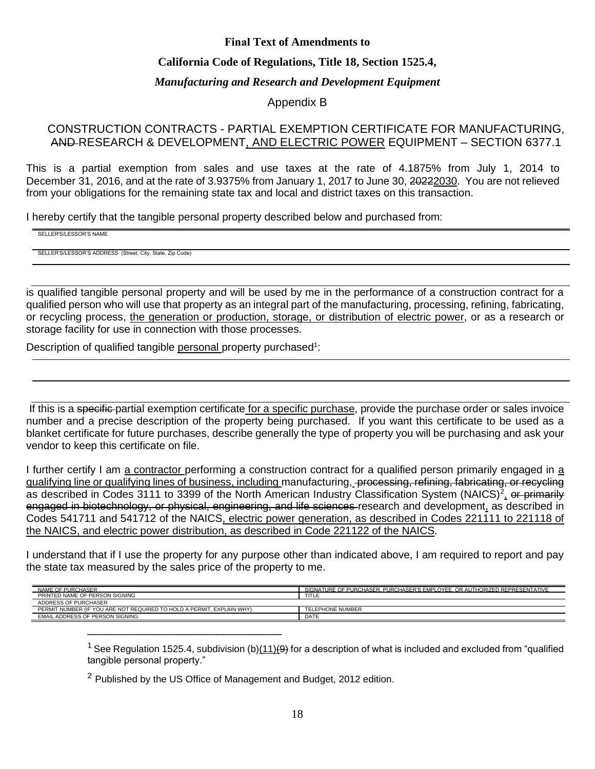**Final Text of Amendments to**

**California Code of Regulations, Title 18, Section 1525.4,**

***Manufacturing and Research and Development Equipment***

Appendix B

CONSTRUCTION CONTRACTS - PARTIAL EXEMPTION CERTIFICATE FOR MANUFACTURING, ~~AND~~ RESEARCH & DEVELOPMENT, AND ELECTRIC POWER EQUIPMENT – SECTION 6377.1

This is a partial exemption from sales and use taxes at the rate of 4.1875% from July 1, 2014 to December 31, 2016, and at the rate of 3.9375% from January 1, 2017 to June 30, ~~2022~~2030. You are not relieved from your obligations for the remaining state tax and local and district taxes on this transaction.

I hereby certify that the tangible personal property described below and purchased from:

SELLER'S/LESSOR'S NAME

SELLER'S/LESSOR'S ADDRESS (Street, City, State, Zip Code)

is qualified tangible personal property and will be used by me in the performance of a construction contract for a qualified person who will use that property as an integral part of the manufacturing, processing, refining, fabricating, or recycling process, the generation or production, storage, or distribution of electric power, or as a research or storage facility for use in connection with those processes.

Description of qualified tangible personal property purchased[1]:

If this is a ~~specific~~ partial exemption certificate for a specific purchase, provide the purchase order or sales invoice number and a precise description of the property being purchased. If you want this certificate to be used as a blanket certificate for future purchases, describe generally the type of property you will be purchasing and ask your vendor to keep this certificate on file.

I further certify I am a contractor performing a construction contract for a qualified person primarily engaged in a qualifying line or qualifying lines of business, including manufacturing, ~~processing, refining, fabricating, or recycling~~ as described in Codes 3111 to 3399 of the North American Industry Classification System (NAICS)[2], ~~or primarily engaged in biotechnology, or physical, engineering, and life sciences~~ research and development, as described in Codes 541711 and 541712 of the NAICS, electric power generation, as described in Codes 221111 to 221118 of the NAICS, and electric power distribution, as described in Code 221122 of the NAICS.

I understand that if I use the property for any purpose other than indicated above, I am required to report and pay the state tax measured by the sales price of the property to me.

| | |
|---|---|
| NAME OF PURCHASER | SIGNATURE OF PURCHASER, PURCHASER'S EMPLOYEE, OR AUTHORIZED REPRESENTATIVE |
| PRINTED NAME OF PERSON SIGNING | TITLE |
| ADDRESS OF PURCHASER | |
| PERMIT NUMBER (IF YOU ARE NOT REQUIRED TO HOLD A PERMIT, EXPLAIN WHY) | TELEPHONE NUMBER |
| EMAIL ADDRESS OF PERSON SIGNING | DATE |

[1] See Regulation 1525.4, subdivision (b)(11)~~(9)~~ for a description of what is included and excluded from "qualified tangible personal property."

[2] Published by the US Office of Management and Budget, 2012 edition.